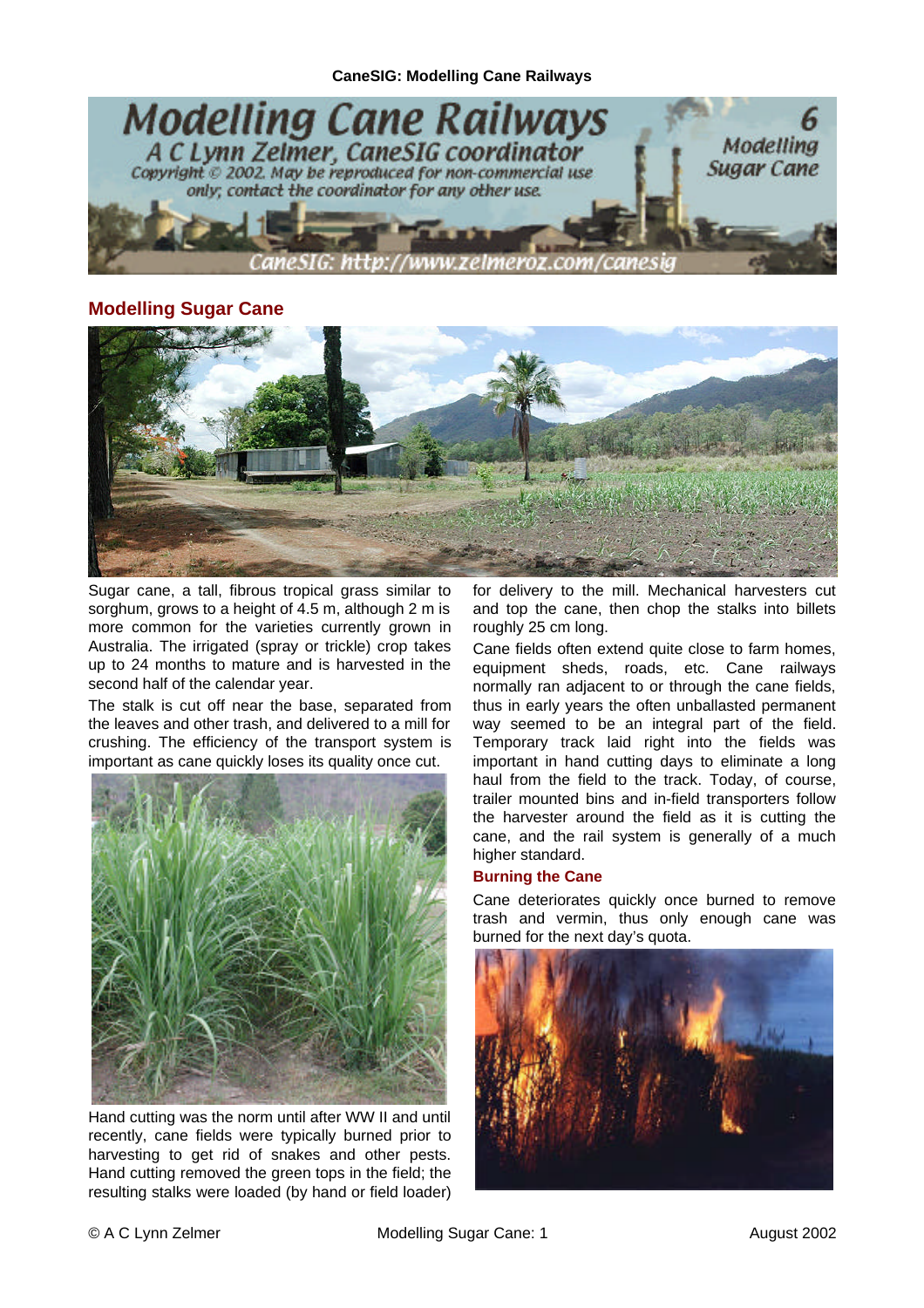# Modelling Cane Railways

*A C Lynn Zelmer, CaneSIG coordinator*

*Copyright © 2002. May be reproduced for non-commercial use only; contact the coordinator for any other use.*

*CaneSIG: http://www.zelmeroz.com/canesig*

**6 Modelling Sugar Cane**

## Modelling Sugar Cane

Sugar cane, a tall, fibrous tropical grass similar to sorghum, grows to a height of 4.5 m, although 2 m is more common for the varieties currently grown in Australia. The irrigated (spray or trickle) crop takes up to 24 months to mature and is harvested in the second half of the calendar year.

The stalk is cut off near the base, separated from the leaves and other trash, and delivered to a mill for crushing. The efficiency of the transport system is important as cane quickly loses its quality once cut.

Hand cutting was the norm until after WW II and until recently, cane fields were typically burned prior to harvesting to get rid of snakes and other pests. Hand cutting removed the green tops in the field; the resulting stalks were loaded (by hand or field loader) for delivery to the mill. Mechanical harvesters cut and top the cane, then chop the stalks into billets roughly 25 cm long.

Cane fields often extend quite close to farm homes, equipment sheds, roads, etc. Cane railways normally ran adjacent to or through the cane fields, thus in early years the often unballasted permanent way seemed to be an integral part of the field. Temporary track laid right into the fields was important in hand cutting days to eliminate a long haul from the field to the track. Today, of course, trailer mounted bins and in-field transporters follow the harvester around the field as it is cutting the cane, and the rail system is generally of a much higher standard.

### Burning the Cane

Cane deteriorates quickly once burned to remove trash and vermin, thus only enough cane was burned for the next day's quota.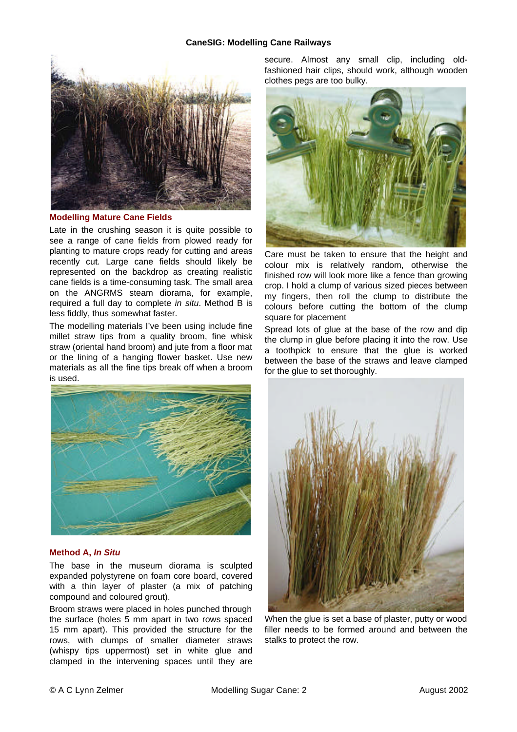## Modelling Mature Cane Fields

Late in the crushing season it is quite possible to see a range of cane fields from plowed ready for planting to mature crops ready for cutting and areas recently cut. Large cane fields should likely be represented on the backdrop as creating realistic cane fields is a time-consuming task. The small area on the ANGRMS steam diorama, for example, required a full day to complete *in situ*. Method B is less fiddly, thus somewhat faster.

The modelling materials I've been using include fine millet straw tips from a quality broom, fine whisk straw (oriental hand broom) and jute from a floor mat or the lining of a hanging flower basket. Use new materials as all the fine tips break off when a broom is used.

## Method A, *In Situ*

The base in the museum diorama is sculpted expanded polystyrene on foam core board, covered with a thin layer of plaster (a mix of patching compound and coloured grout).

Broom straws were placed in holes punched through the surface (holes 5 mm apart in two rows spaced 15 mm apart). This provided the structure for the rows, with clumps of smaller diameter straws (whispy tips uppermost) set in white glue and clamped in the intervening spaces until they are secure. Almost any small clip, including old-fashioned hair clips, should work, although wooden clothes pegs are too bulky.

Care must be taken to ensure that the height and colour mix is relatively random, otherwise the finished row will look more like a fence than growing crop. I hold a clump of various sized pieces between my fingers, then roll the clump to distribute the colours before cutting the bottom of the clump square for placement

Spread lots of glue at the base of the row and dip the clump in glue before placing it into the row. Use a toothpick to ensure that the glue is worked between the base of the straws and leave clamped for the glue to set thoroughly.

When the glue is set a base of plaster, putty or wood filler needs to be formed around and between the stalks to protect the row.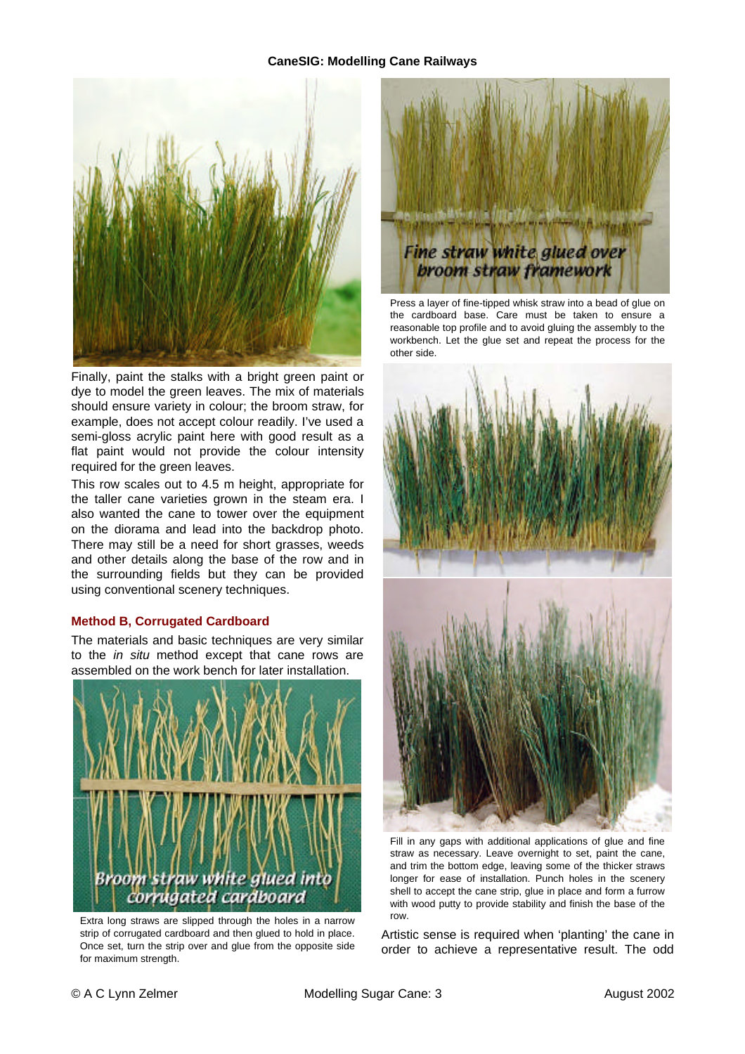Finally, paint the stalks with a bright green paint or dye to model the green leaves. The mix of materials should ensure variety in colour; the broom straw, for example, does not accept colour readily. I've used a semi-gloss acrylic paint here with good result as a flat paint would not provide the colour intensity required for the green leaves.

This row scales out to 4.5 m height, appropriate for the taller cane varieties grown in the steam era. I also wanted the cane to tower over the equipment on the diorama and lead into the backdrop photo. There may still be a need for short grasses, weeds and other details along the base of the row and in the surrounding fields but they can be provided using conventional scenery techniques.

### Method B, Corrugated Cardboard

The materials and basic techniques are very similar to the *in situ* method except that cane rows are assembled on the work bench for later installation.

Broom straw white glued into corrugated cardboard

Extra long straws are slipped through the holes in a narrow strip of corrugated cardboard and then glued to hold in place. Once set, turn the strip over and glue from the opposite side for maximum strength.

Fine straw white glued over broom straw framework

Press a layer of fine-tipped whisk straw into a bead of glue on the cardboard base. Care must be taken to ensure a reasonable top profile and to avoid gluing the assembly to the workbench. Let the glue set and repeat the process for the other side.

Fill in any gaps with additional applications of glue and fine straw as necessary. Leave overnight to set, paint the cane, and trim the bottom edge, leaving some of the thicker straws longer for ease of installation. Punch holes in the scenery shell to accept the cane strip, glue in place and form a furrow with wood putty to provide stability and finish the base of the row.

Artistic sense is required when 'planting' the cane in order to achieve a representative result. The odd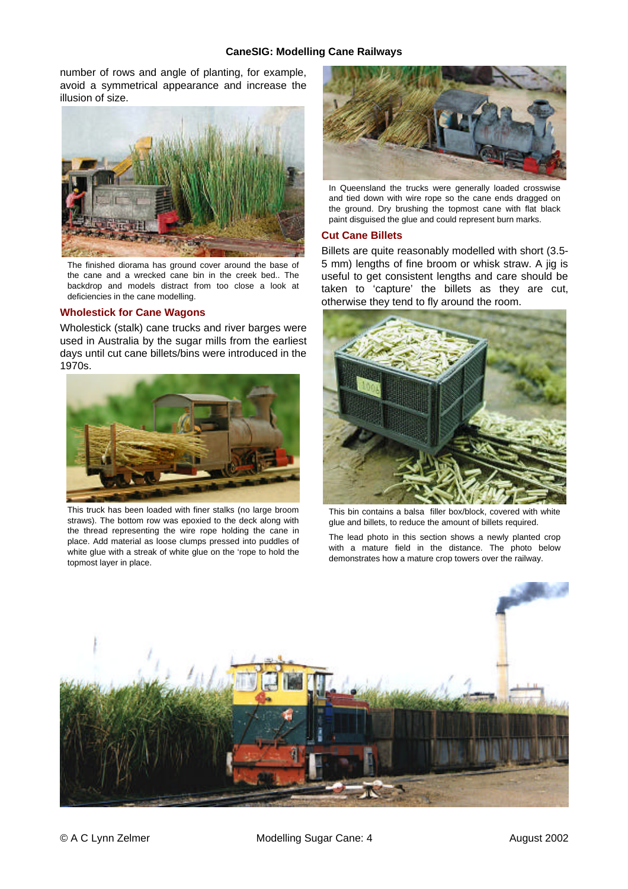number of rows and angle of planting, for example, avoid a symmetrical appearance and increase the illusion of size.

The finished diorama has ground cover around the base of the cane and a wrecked cane bin in the creek bed.. The backdrop and models distract from too close a look at deficiencies in the cane modelling.

## Wholestick for Cane Wagons

Wholestick (stalk) cane trucks and river barges were used in Australia by the sugar mills from the earliest days until cut cane billets/bins were introduced in the 1970s.

This truck has been loaded with finer stalks (no large broom straws). The bottom row was epoxied to the deck along with the thread representing the wire rope holding the cane in place. Add material as loose clumps pressed into puddles of white glue with a streak of white glue on the 'rope to hold the topmost layer in place.

In Queensland the trucks were generally loaded crosswise and tied down with wire rope so the cane ends dragged on the ground. Dry brushing the topmost cane with flat black paint disguised the glue and could represent burn marks.

## Cut Cane Billets

Billets are quite reasonably modelled with short (3.5-5 mm) lengths of fine broom or whisk straw. A jig is useful to get consistent lengths and care should be taken to 'capture' the billets as they are cut, otherwise they tend to fly around the room.

This bin contains a balsa filler box/block, covered with white glue and billets, to reduce the amount of billets required.

The lead photo in this section shows a newly planted crop with a mature field in the distance. The photo below demonstrates how a mature crop towers over the railway.

© A C Lynn Zelmer